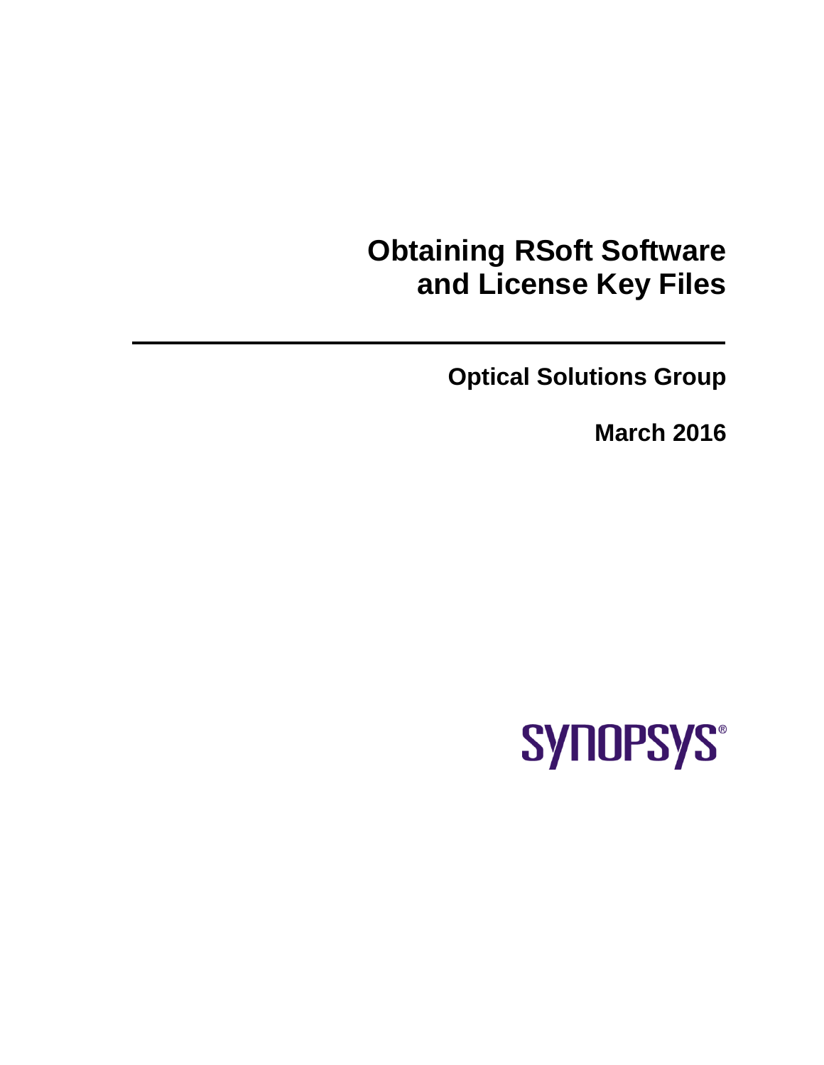# Obtaining RSoft Software and License Key Files

**Optical Solutions Group**

**March 2016**

SYNOPSYS®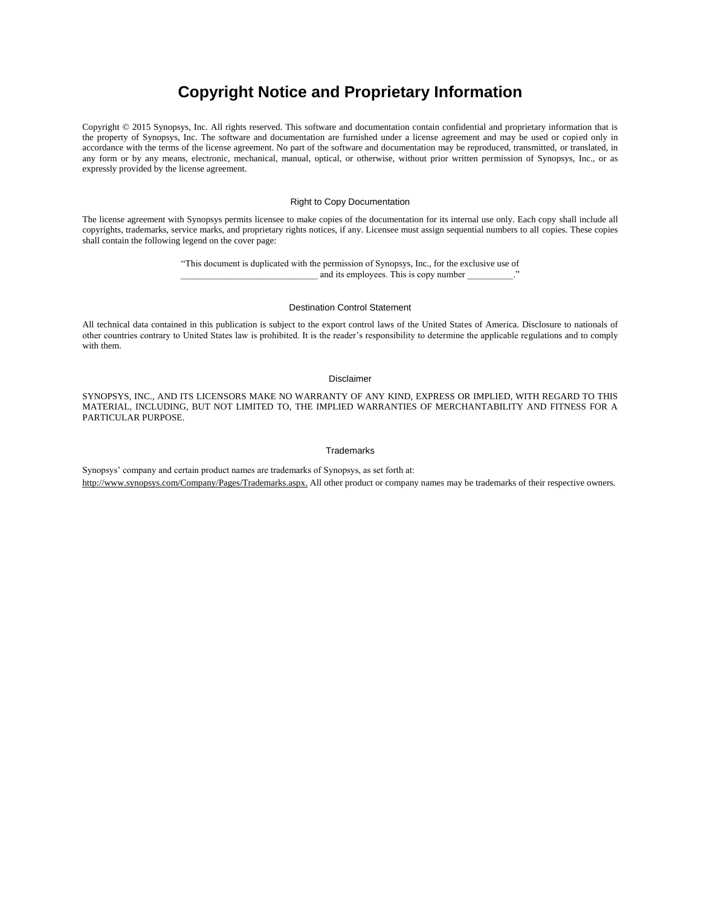# Copyright Notice and Proprietary Information

Copyright © 2015 Synopsys, Inc. All rights reserved. This software and documentation contain confidential and proprietary information that is the property of Synopsys, Inc. The software and documentation are furnished under a license agreement and may be used or copied only in accordance with the terms of the license agreement. No part of the software and documentation may be reproduced, transmitted, or translated, in any form or by any means, electronic, mechanical, manual, optical, or otherwise, without prior written permission of Synopsys, Inc., or as expressly provided by the license agreement.

### Right to Copy Documentation

The license agreement with Synopsys permits licensee to make copies of the documentation for its internal use only. Each copy shall include all copyrights, trademarks, service marks, and proprietary rights notices, if any. Licensee must assign sequential numbers to all copies. These copies shall contain the following legend on the cover page:

> "This document is duplicated with the permission of Synopsys, Inc., for the exclusive use of _____________________________ and its employees. This is copy number __________."

### Destination Control Statement

All technical data contained in this publication is subject to the export control laws of the United States of America. Disclosure to nationals of other countries contrary to United States law is prohibited. It is the reader's responsibility to determine the applicable regulations and to comply with them.

### Disclaimer

SYNOPSYS, INC., AND ITS LICENSORS MAKE NO WARRANTY OF ANY KIND, EXPRESS OR IMPLIED, WITH REGARD TO THIS MATERIAL, INCLUDING, BUT NOT LIMITED TO, THE IMPLIED WARRANTIES OF MERCHANTABILITY AND FITNESS FOR A PARTICULAR PURPOSE.

### Trademarks

Synopsys' company and certain product names are trademarks of Synopsys, as set forth at:
http://www.synopsys.com/Company/Pages/Trademarks.aspx. All other product or company names may be trademarks of their respective owners.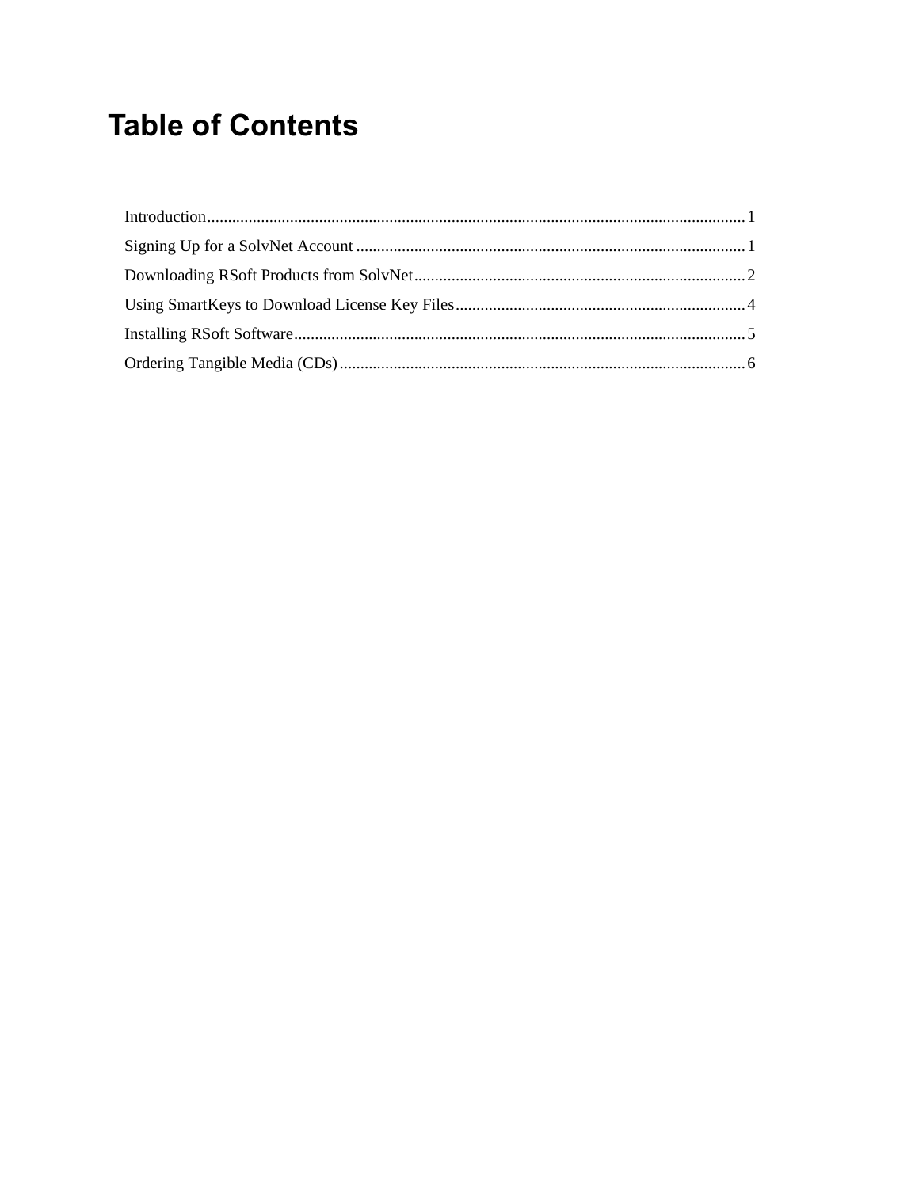# Table of Contents

Introduction .......................................................... 1

Signing Up for a SolvNet Account .......................................................... 1

Downloading RSoft Products from SolvNet .......................................................... 2

Using SmartKeys to Download License Key Files .......................................................... 4

Installing RSoft Software .......................................................... 5

Ordering Tangible Media (CDs) .......................................................... 6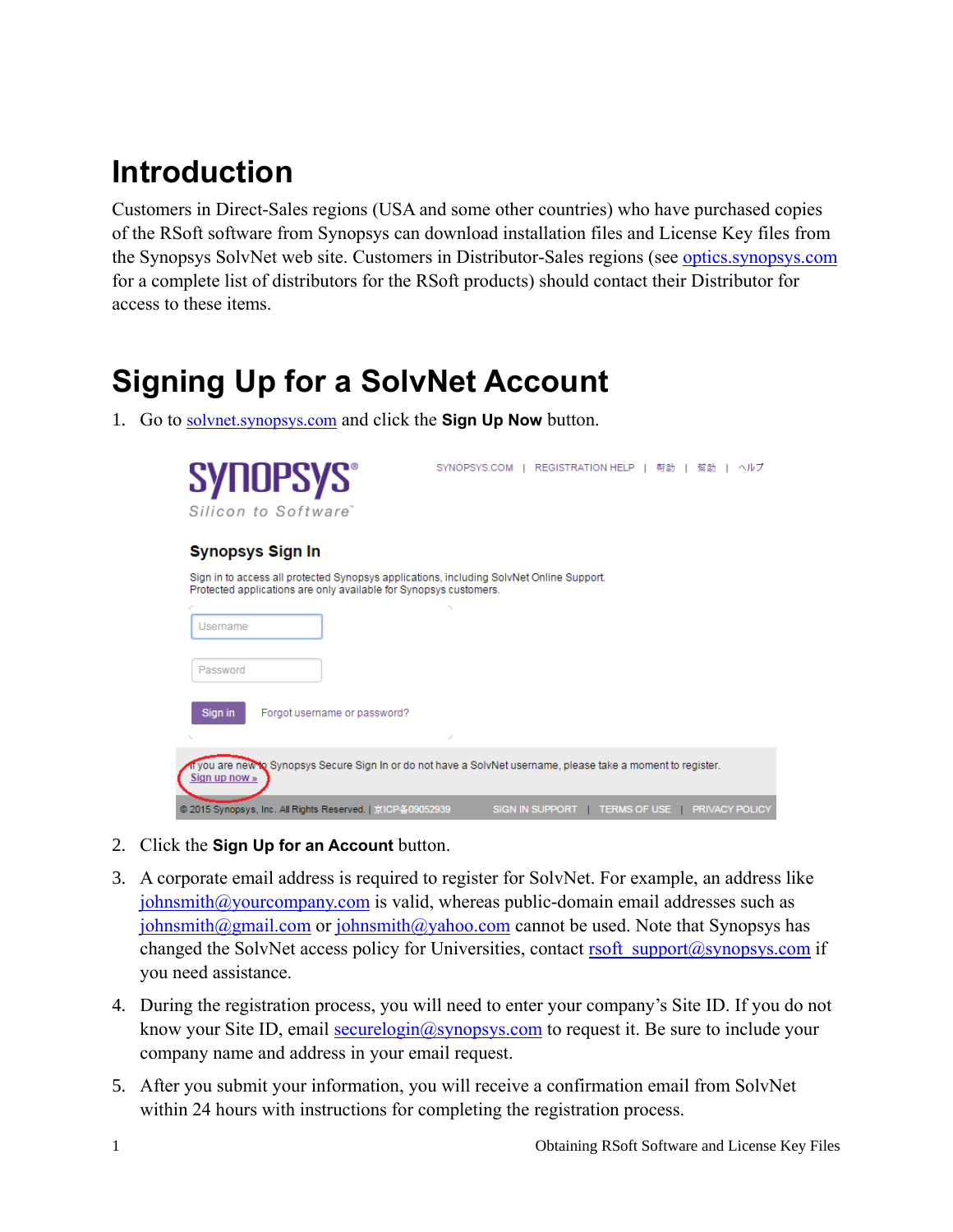# Introduction

Customers in Direct-Sales regions (USA and some other countries) who have purchased copies of the RSoft software from Synopsys can download installation files and License Key files from the Synopsys SolvNet web site. Customers in Distributor-Sales regions (see optics.synopsys.com for a complete list of distributors for the RSoft products) should contact their Distributor for access to these items.

# Signing Up for a SolvNet Account

1. Go to solvnet.synopsys.com and click the **Sign Up Now** button.

2. Click the **Sign Up for an Account** button.

3. A corporate email address is required to register for SolvNet. For example, an address like johnsmith@yourcompany.com is valid, whereas public-domain email addresses such as johnsmith@gmail.com or johnsmith@yahoo.com cannot be used. Note that Synopsys has changed the SolvNet access policy for Universities, contact rsoft_support@synopsys.com if you need assistance.

4. During the registration process, you will need to enter your company's Site ID. If you do not know your Site ID, email securelogin@synopsys.com to request it. Be sure to include your company name and address in your email request.

5. After you submit your information, you will receive a confirmation email from SolvNet within 24 hours with instructions for completing the registration process.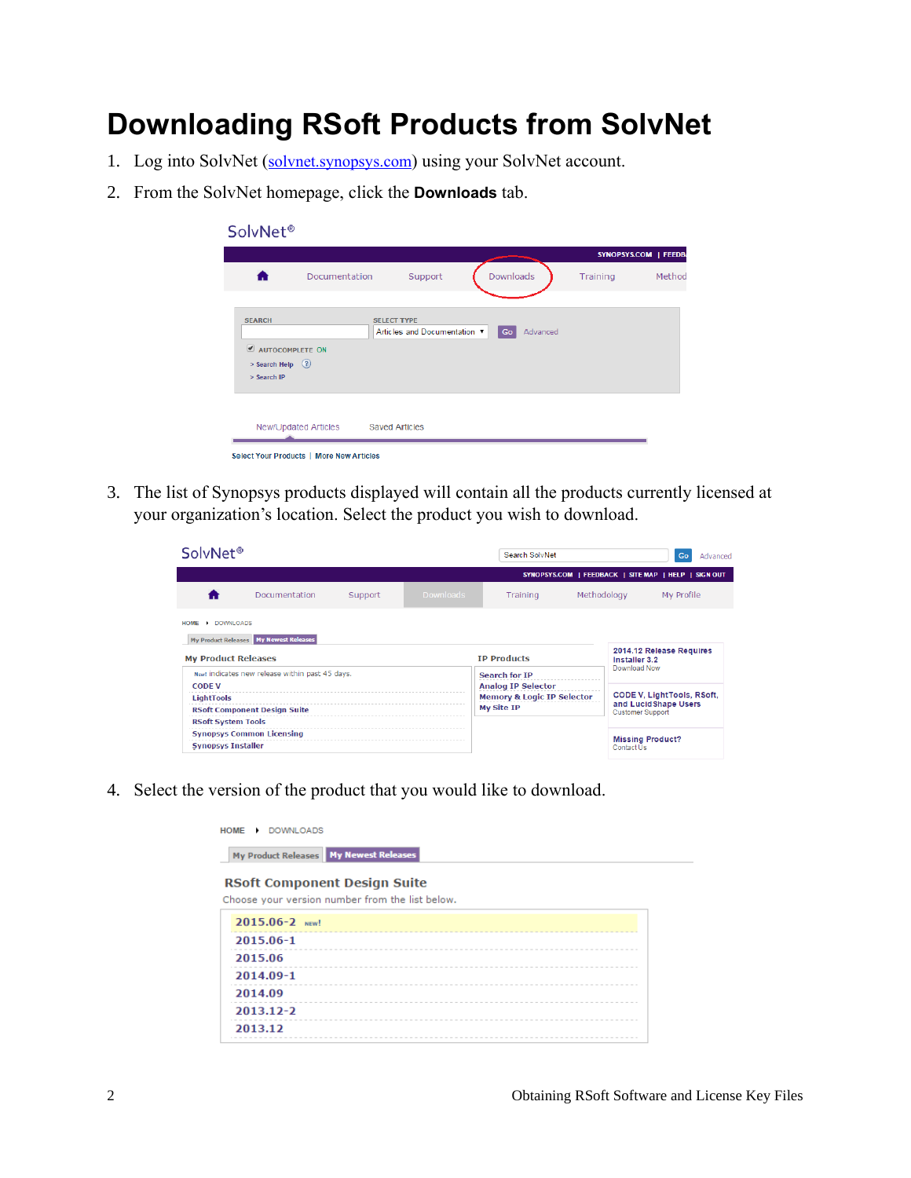# Downloading RSoft Products from SolvNet

1. Log into SolvNet (solvnet.synopsys.com) using your SolvNet account.
2. From the SolvNet homepage, click the **Downloads** tab.
3. The list of Synopsys products displayed will contain all the products currently licensed at your organization's location. Select the product you wish to download.
4. Select the version of the product that you would like to download.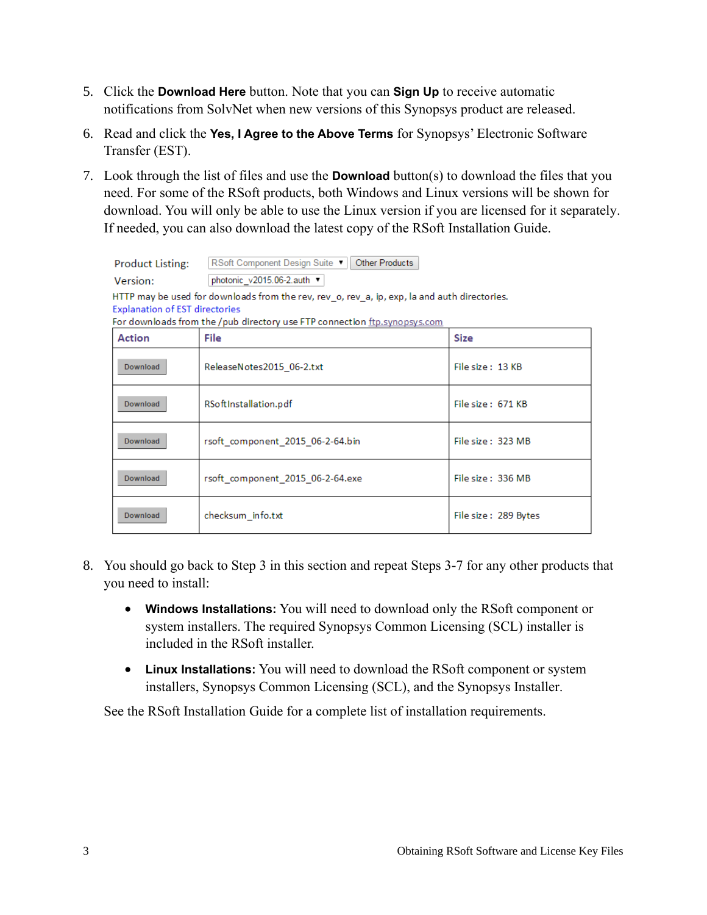5. Click the **Download Here** button. Note that you can **Sign Up** to receive automatic notifications from SolvNet when new versions of this Synopsys product are released.

6. Read and click the **Yes, I Agree to the Above Terms** for Synopsys' Electronic Software Transfer (EST).

7. Look through the list of files and use the **Download** button(s) to download the files that you need. For some of the RSoft products, both Windows and Linux versions will be shown for download. You will only be able to use the Linux version if you are licensed for it separately. If needed, you can also download the latest copy of the RSoft Installation Guide.

Product Listing: RSoft Component Design Suite ▼ Other Products

Version: photonic_v2015.06-2.auth ▼

HTTP may be used for downloads from the rev, rev_o, rev_a, ip, exp, la and auth directories.

Explanation of EST directories

For downloads from the /pub directory use FTP connection ftp.synopsys.com

| Action | File | Size |
|---|---|---|
| Download | ReleaseNotes2015_06-2.txt | File size : 13 KB |
| Download | RSoftInstallation.pdf | File size : 671 KB |
| Download | rsoft_component_2015_06-2-64.bin | File size : 323 MB |
| Download | rsoft_component_2015_06-2-64.exe | File size : 336 MB |
| Download | checksum_info.txt | File size : 289 Bytes |

8. You should go back to Step 3 in this section and repeat Steps 3-7 for any other products that you need to install:

   - **Windows Installations:** You will need to download only the RSoft component or system installers. The required Synopsys Common Licensing (SCL) installer is included in the RSoft installer.

   - **Linux Installations:** You will need to download the RSoft component or system installers, Synopsys Common Licensing (SCL), and the Synopsys Installer.

   See the RSoft Installation Guide for a complete list of installation requirements.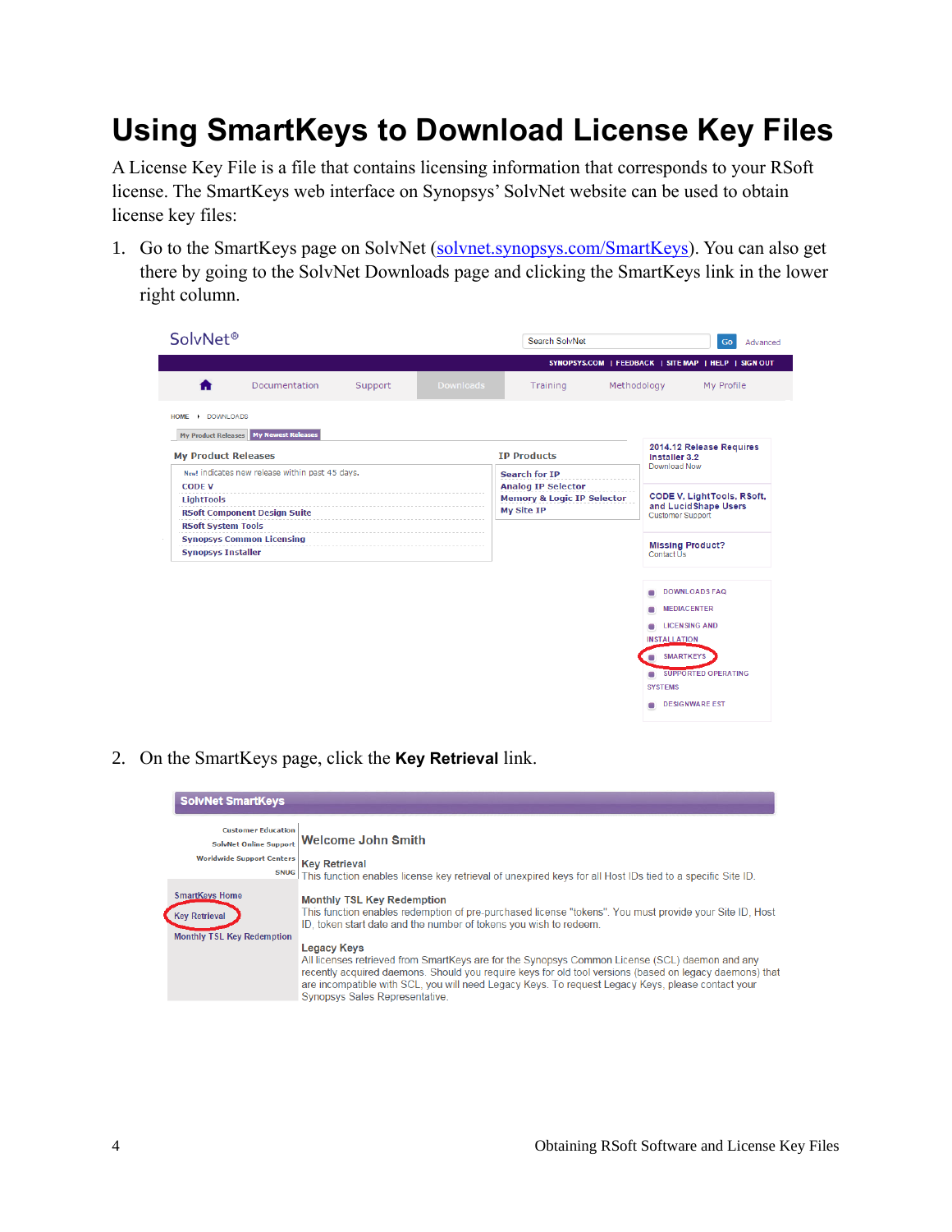# Using SmartKeys to Download License Key Files

A License Key File is a file that contains licensing information that corresponds to your RSoft license. The SmartKeys web interface on Synopsys' SolvNet website can be used to obtain license key files:

1. Go to the SmartKeys page on SolvNet (solvnet.synopsys.com/SmartKeys). You can also get there by going to the SolvNet Downloads page and clicking the SmartKeys link in the lower right column.

2. On the SmartKeys page, click the **Key Retrieval** link.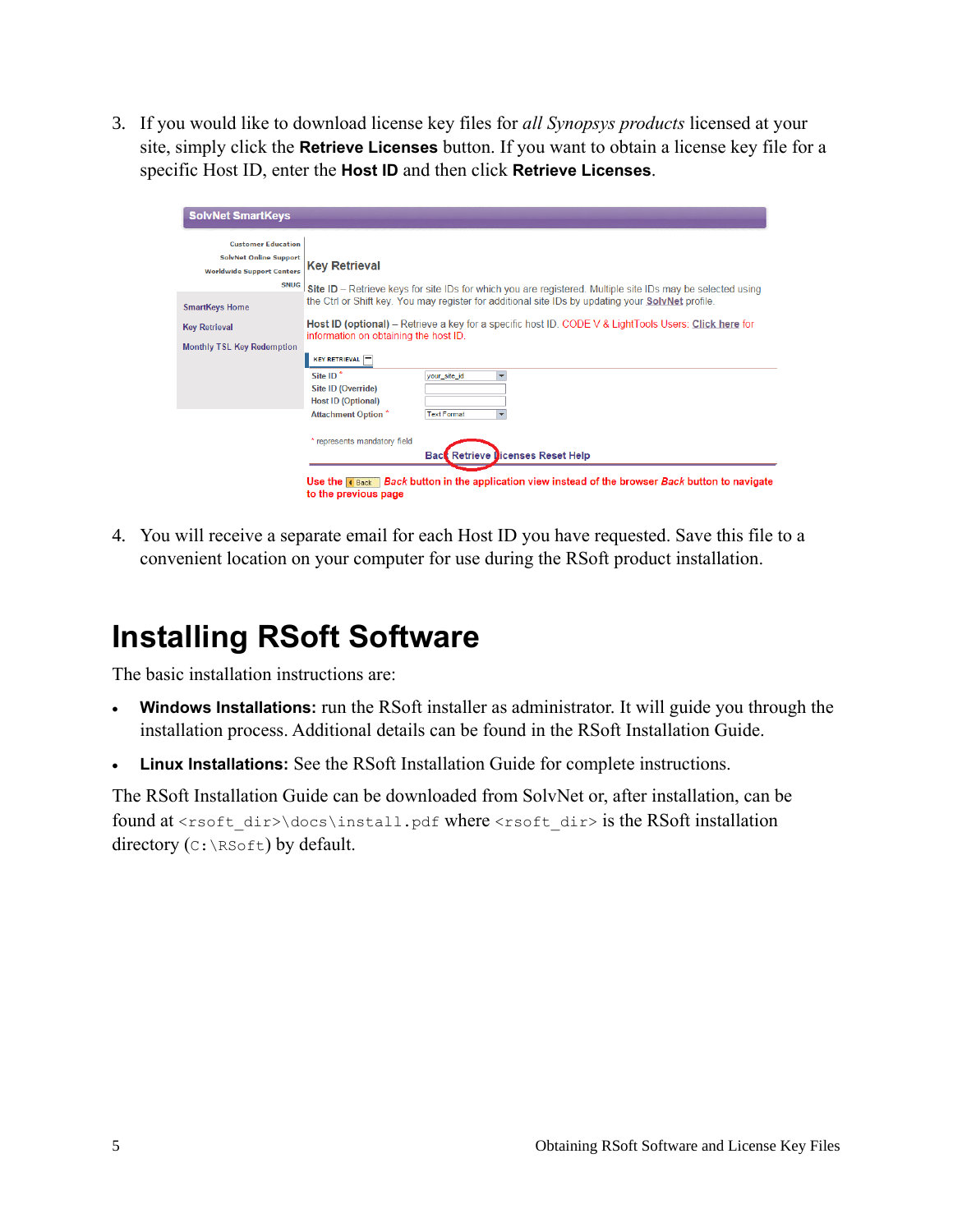3. If you would like to download license key files for *all Synopsys products* licensed at your site, simply click the **Retrieve Licenses** button. If you want to obtain a license key file for a specific Host ID, enter the **Host ID** and then click **Retrieve Licenses**.

4. You will receive a separate email for each Host ID you have requested. Save this file to a convenient location on your computer for use during the RSoft product installation.

# Installing RSoft Software

The basic installation instructions are:

- **Windows Installations:** run the RSoft installer as administrator. It will guide you through the installation process. Additional details can be found in the RSoft Installation Guide.
- **Linux Installations:** See the RSoft Installation Guide for complete instructions.

The RSoft Installation Guide can be downloaded from SolvNet or, after installation, can be found at `<rsoft_dir>\docs\install.pdf` where `<rsoft_dir>` is the RSoft installation directory (`C:\RSoft`) by default.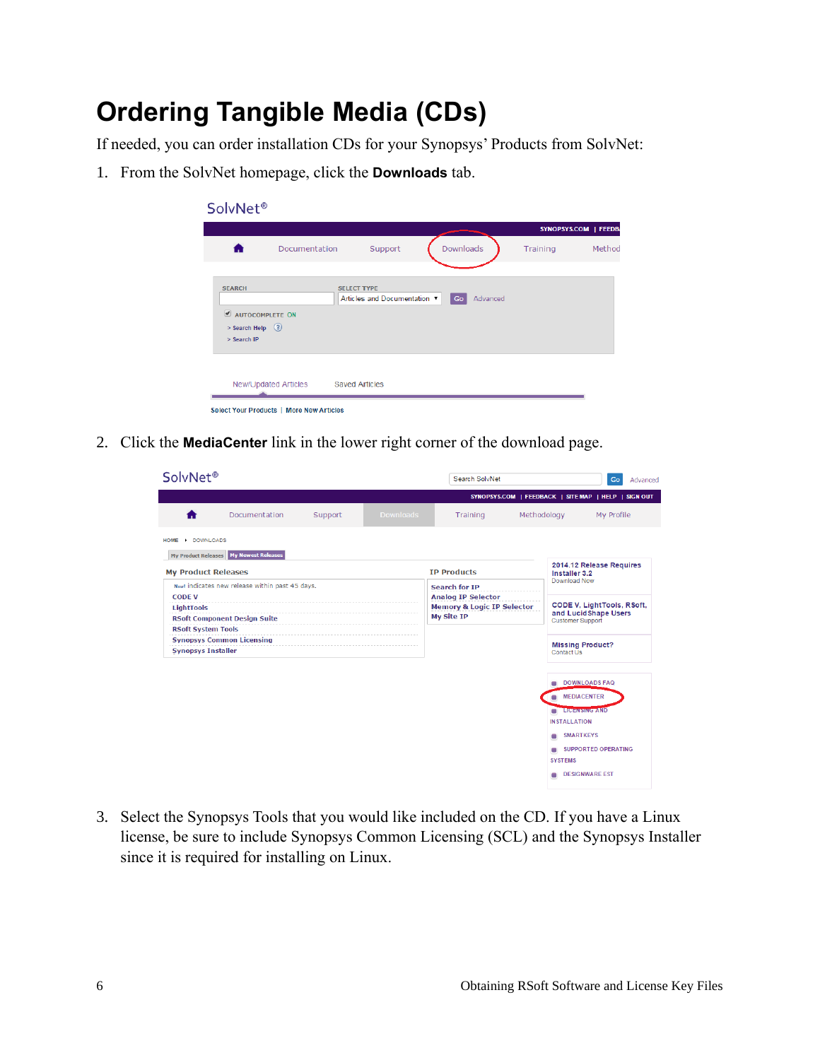# Ordering Tangible Media (CDs)

If needed, you can order installation CDs for your Synopsys' Products from SolvNet:

1. From the SolvNet homepage, click the **Downloads** tab.

2. Click the **MediaCenter** link in the lower right corner of the download page.

3. Select the Synopsys Tools that you would like included on the CD. If you have a Linux license, be sure to include Synopsys Common Licensing (SCL) and the Synopsys Installer since it is required for installing on Linux.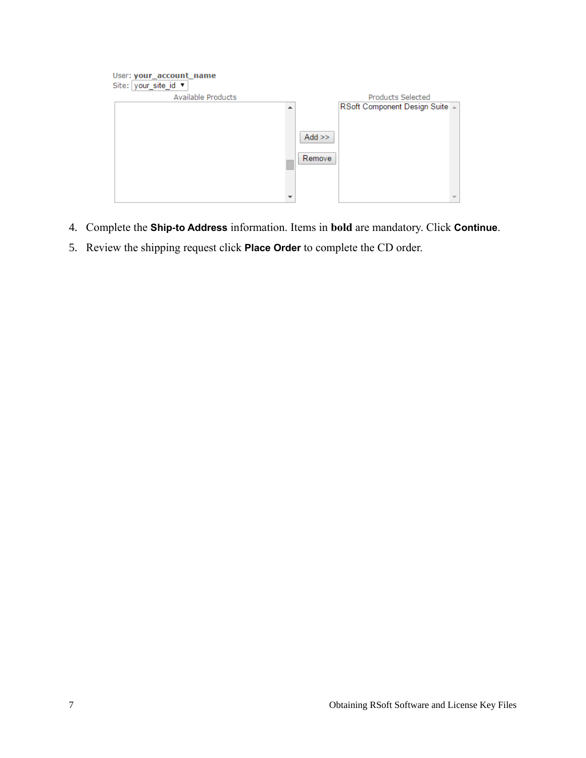User: **your_account_name**
Site: your_site_id

Available Products

Add >>

Remove

Products Selected

RSoft Component Design Suite

4. Complete the **Ship-to Address** information. Items in **bold** are mandatory. Click **Continue**.
5. Review the shipping request click **Place Order** to complete the CD order.